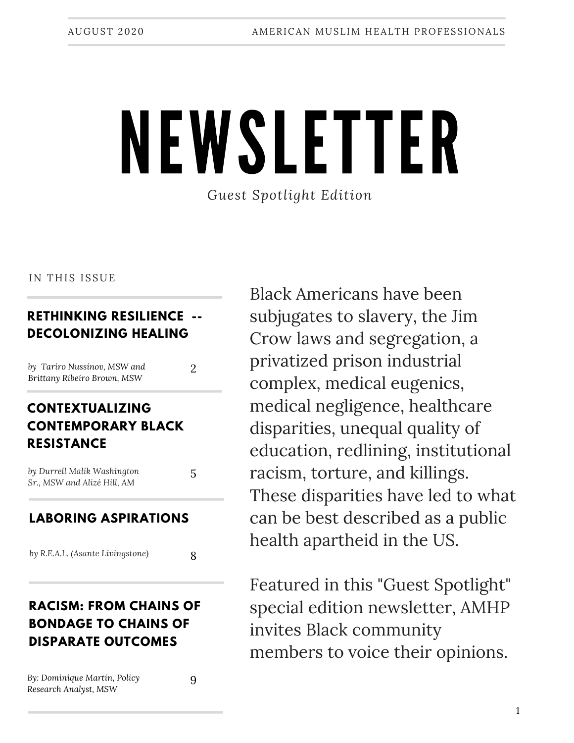AUGUST 2020 AMERICAN MUSLIM HEALTH PROFESSIONALS

# NEWSLETTER

*Guest Spotlight Edition*

IN THIS ISSUE

**RETHINKING RESILIENCE -- DECOLONIZING HEALING**

*by Tariro Nussinov, MSW and Brittany Ribeiro Brown, MSW* 2

**CONTEXTUALIZING CONTEMPORARY BLACK RESISTANCE**

*by Durrell Malik Washington Sr., MSW and Alizé Hill, AM* 5

**LABORING ASPIRATIONS**

*by R.E.A.L. (Asante Livingstone)* 8

**RACISM: FROM CHAINS OF BONDAGE TO CHAINS OF DISPARATE OUTCOMES**

By: *Dominique Martin, Policy Research Analyst, MSW* 9

Black Americans have been subjugates to slavery, the Jim Crow laws and segregation, a privatized prison industrial complex, medical eugenics, medical negligence, healthcare disparities, unequal quality of education, redlining, institutional racism, torture, and killings. These disparities have led to what can be best described as a public health apartheid in the US.

Featured in this "Guest Spotlight" special edition newsletter, AMHP invites Black community members to voice their opinions.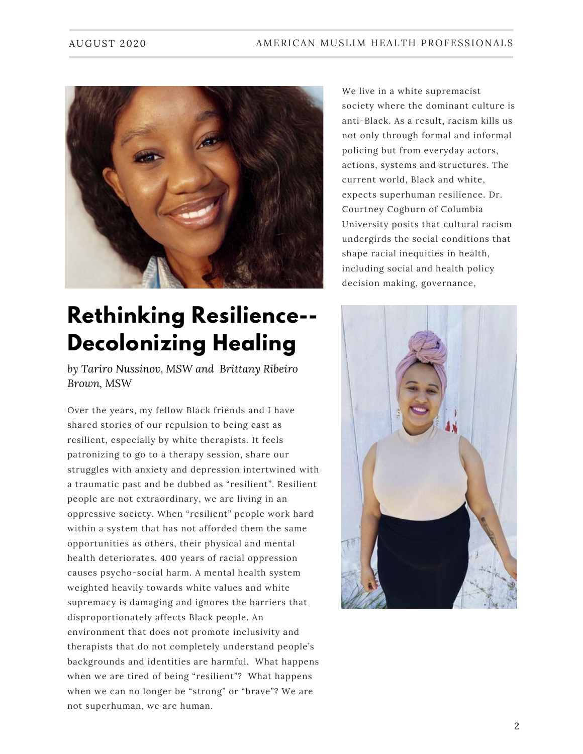# Rethinking Resilience--Decolonizing Healing

*by Tariro Nussinov, MSW and Brittany Ribeiro Brown, MSW*

Over the years, my fellow Black friends and I have shared stories of our repulsion to being cast as resilient, especially by white therapists. It feels patronizing to go to a therapy session, share our struggles with anxiety and depression intertwined with a traumatic past and be dubbed as "resilient". Resilient people are not extraordinary, we are living in an oppressive society. When "resilient" people work hard within a system that has not afforded them the same opportunities as others, their physical and mental health deteriorates. 400 years of racial oppression causes psycho-social harm. A mental health system weighted heavily towards white values and white supremacy is damaging and ignores the barriers that disproportionately affects Black people. An environment that does not promote inclusivity and therapists that do not completely understand people's backgrounds and identities are harmful. What happens when we are tired of being "resilient"? What happens when we can no longer be "strong" or "brave"? We are not superhuman, we are human.

We live in a white supremacist society where the dominant culture is anti-Black. As a result, racism kills us not only through formal and informal policing but from everyday actors, actions, systems and structures. The current world, Black and white, expects superhuman resilience. Dr. Courtney Cogburn of Columbia University posits that cultural racism undergirds the social conditions that shape racial inequities in health, including social and health policy decision making, governance,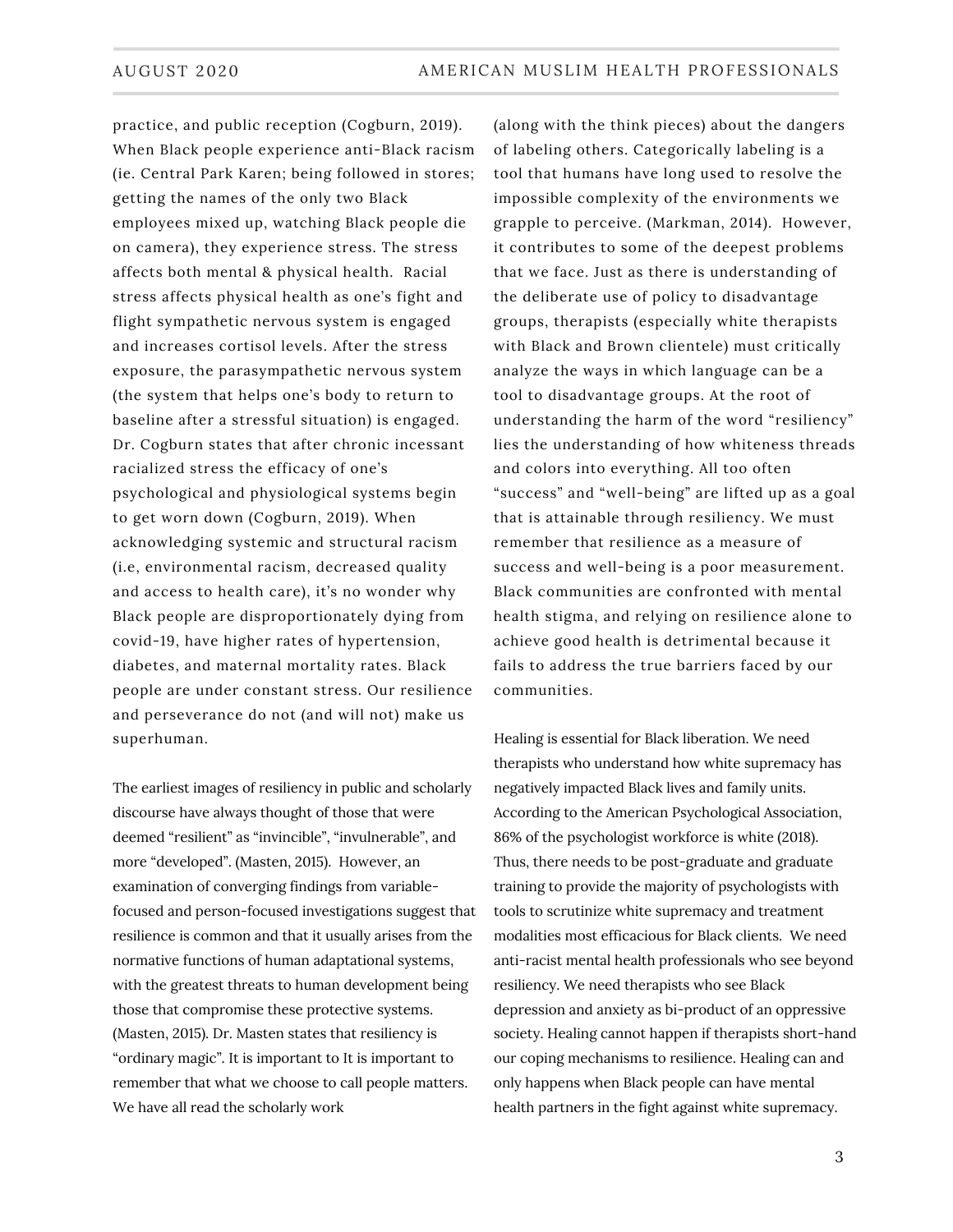practice, and public reception (Cogburn, 2019). When Black people experience anti-Black racism (ie. Central Park Karen; being followed in stores; getting the names of the only two Black employees mixed up, watching Black people die on camera), they experience stress. The stress affects both mental & physical health. Racial stress affects physical health as one's fight and flight sympathetic nervous system is engaged and increases cortisol levels. After the stress exposure, the parasympathetic nervous system (the system that helps one's body to return to baseline after a stressful situation) is engaged. Dr. Cogburn states that after chronic incessant racialized stress the efficacy of one's psychological and physiological systems begin to get worn down (Cogburn, 2019). When acknowledging systemic and structural racism (i.e, environmental racism, decreased quality and access to health care), it's no wonder why Black people are disproportionately dying from covid-19, have higher rates of hypertension, diabetes, and maternal mortality rates. Black people are under constant stress. Our resilience and perseverance do not (and will not) make us superhuman.

The earliest images of resiliency in public and scholarly discourse have always thought of those that were deemed "resilient" as "invincible", "invulnerable", and more "developed". (Masten, 2015). However, an examination of converging findings from variable-focused and person-focused investigations suggest that resilience is common and that it usually arises from the normative functions of human adaptational systems, with the greatest threats to human development being those that compromise these protective systems. (Masten, 2015). Dr. Masten states that resiliency is "ordinary magic". It is important to It is important to remember that what we choose to call people matters. We have all read the scholarly work (along with the think pieces) about the dangers of labeling others. Categorically labeling is a tool that humans have long used to resolve the impossible complexity of the environments we grapple to perceive. (Markman, 2014). However, it contributes to some of the deepest problems that we face. Just as there is understanding of the deliberate use of policy to disadvantage groups, therapists (especially white therapists with Black and Brown clientele) must critically analyze the ways in which language can be a tool to disadvantage groups. At the root of understanding the harm of the word "resiliency" lies the understanding of how whiteness threads and colors into everything. All too often "success" and "well-being" are lifted up as a goal that is attainable through resiliency. We must remember that resilience as a measure of success and well-being is a poor measurement. Black communities are confronted with mental health stigma, and relying on resilience alone to achieve good health is detrimental because it fails to address the true barriers faced by our communities.

Healing is essential for Black liberation. We need therapists who understand how white supremacy has negatively impacted Black lives and family units. According to the American Psychological Association, 86% of the psychologist workforce is white (2018). Thus, there needs to be post-graduate and graduate training to provide the majority of psychologists with tools to scrutinize white supremacy and treatment modalities most efficacious for Black clients. We need anti-racist mental health professionals who see beyond resiliency. We need therapists who see Black depression and anxiety as bi-product of an oppressive society. Healing cannot happen if therapists short-hand our coping mechanisms to resilience. Healing can and only happens when Black people can have mental health partners in the fight against white supremacy.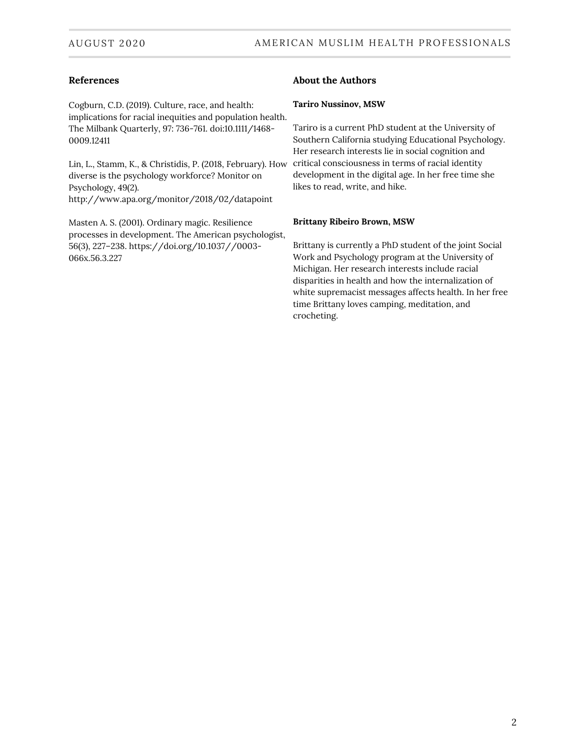## References

Cogburn, C.D. (2019). Culture, race, and health: implications for racial inequities and population health. The Milbank Quarterly, 97: 736-761. doi:10.1111/1468-0009.12411

Lin, L., Stamm, K., & Christidis, P. (2018, February). How diverse is the psychology workforce? Monitor on Psychology, 49(2). http://www.apa.org/monitor/2018/02/datapoint

Masten A. S. (2001). Ordinary magic. Resilience processes in development. The American psychologist, 56(3), 227–238. https://doi.org/10.1037//0003-066x.56.3.227

## About the Authors

**Tariro Nussinov, MSW**

Tariro is a current PhD student at the University of Southern California studying Educational Psychology. Her research interests lie in social cognition and critical consciousness in terms of racial identity development in the digital age. In her free time she likes to read, write, and hike.

**Brittany Ribeiro Brown, MSW**

Brittany is currently a PhD student of the joint Social Work and Psychology program at the University of Michigan. Her research interests include racial disparities in health and how the internalization of white supremacist messages affects health. In her free time Brittany loves camping, meditation, and crocheting.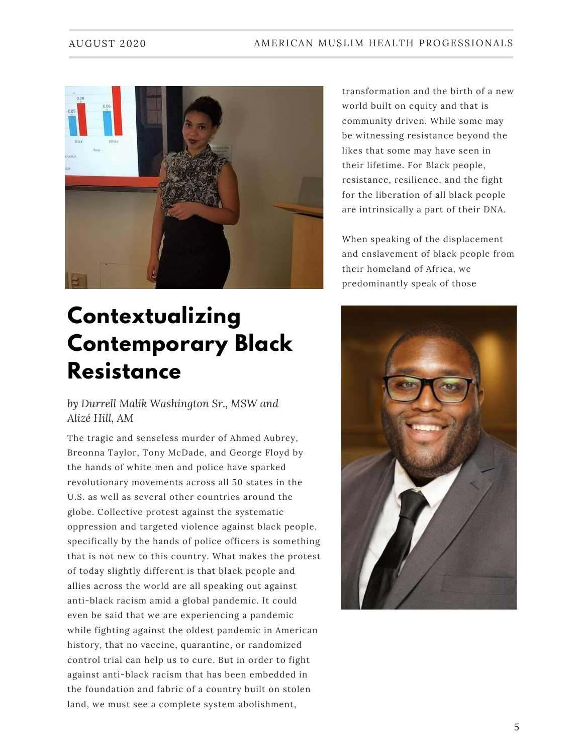# Contextualizing Contemporary Black Resistance

*by Durrell Malik Washington Sr., MSW and Alizé Hill, AM*

The tragic and senseless murder of Ahmed Aubrey, Breonna Taylor, Tony McDade, and George Floyd by the hands of white men and police have sparked revolutionary movements across all 50 states in the U.S. as well as several other countries around the globe. Collective protest against the systematic oppression and targeted violence against black people, specifically by the hands of police officers is something that is not new to this country. What makes the protest of today slightly different is that black people and allies across the world are all speaking out against anti-black racism amid a global pandemic. It could even be said that we are experiencing a pandemic while fighting against the oldest pandemic in American history, that no vaccine, quarantine, or randomized control trial can help us to cure. But in order to fight against anti-black racism that has been embedded in the foundation and fabric of a country built on stolen land, we must see a complete system abolishment, transformation and the birth of a new world built on equity and that is community driven. While some may be witnessing resistance beyond the likes that some may have seen in their lifetime. For Black people, resistance, resilience, and the fight for the liberation of all black people are intrinsically a part of their DNA.

When speaking of the displacement and enslavement of black people from their homeland of Africa, we predominantly speak of those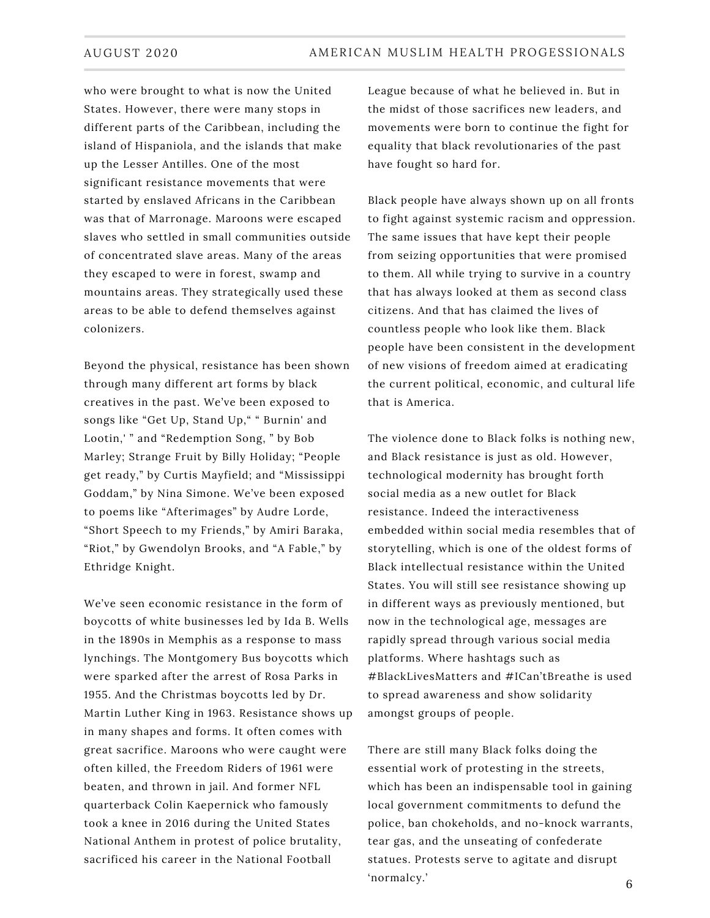who were brought to what is now the United States. However, there were many stops in different parts of the Caribbean, including the island of Hispaniola, and the islands that make up the Lesser Antilles. One of the most significant resistance movements that were started by enslaved Africans in the Caribbean was that of Marronage. Maroons were escaped slaves who settled in small communities outside of concentrated slave areas. Many of the areas they escaped to were in forest, swamp and mountains areas. They strategically used these areas to be able to defend themselves against colonizers.

Beyond the physical, resistance has been shown through many different art forms by black creatives in the past. We've been exposed to songs like "Get Up, Stand Up," " Burnin' and Lootin,' " and "Redemption Song, " by Bob Marley; Strange Fruit by Billy Holiday; "People get ready," by Curtis Mayfield; and "Mississippi Goddam," by Nina Simone. We've been exposed to poems like "Afterimages" by Audre Lorde, "Short Speech to my Friends," by Amiri Baraka, "Riot," by Gwendolyn Brooks, and "A Fable," by Ethridge Knight.

We've seen economic resistance in the form of boycotts of white businesses led by Ida B. Wells in the 1890s in Memphis as a response to mass lynchings. The Montgomery Bus boycotts which were sparked after the arrest of Rosa Parks in 1955. And the Christmas boycotts led by Dr. Martin Luther King in 1963. Resistance shows up in many shapes and forms. It often comes with great sacrifice. Maroons who were caught were often killed, the Freedom Riders of 1961 were beaten, and thrown in jail. And former NFL quarterback Colin Kaepernick who famously took a knee in 2016 during the United States National Anthem in protest of police brutality, sacrificed his career in the National Football League because of what he believed in. But in the midst of those sacrifices new leaders, and movements were born to continue the fight for equality that black revolutionaries of the past have fought so hard for.

Black people have always shown up on all fronts to fight against systemic racism and oppression. The same issues that have kept their people from seizing opportunities that were promised to them. All while trying to survive in a country that has always looked at them as second class citizens. And that has claimed the lives of countless people who look like them. Black people have been consistent in the development of new visions of freedom aimed at eradicating the current political, economic, and cultural life that is America.

The violence done to Black folks is nothing new, and Black resistance is just as old. However, technological modernity has brought forth social media as a new outlet for Black resistance. Indeed the interactiveness embedded within social media resembles that of storytelling, which is one of the oldest forms of Black intellectual resistance within the United States. You will still see resistance showing up in different ways as previously mentioned, but now in the technological age, messages are rapidly spread through various social media platforms. Where hashtags such as #BlackLivesMatters and #ICan'tBreathe is used to spread awareness and show solidarity amongst groups of people.

There are still many Black folks doing the essential work of protesting in the streets, which has been an indispensable tool in gaining local government commitments to defund the police, ban chokeholds, and no-knock warrants, tear gas, and the unseating of confederate statues. Protests serve to agitate and disrupt 'normalcy.'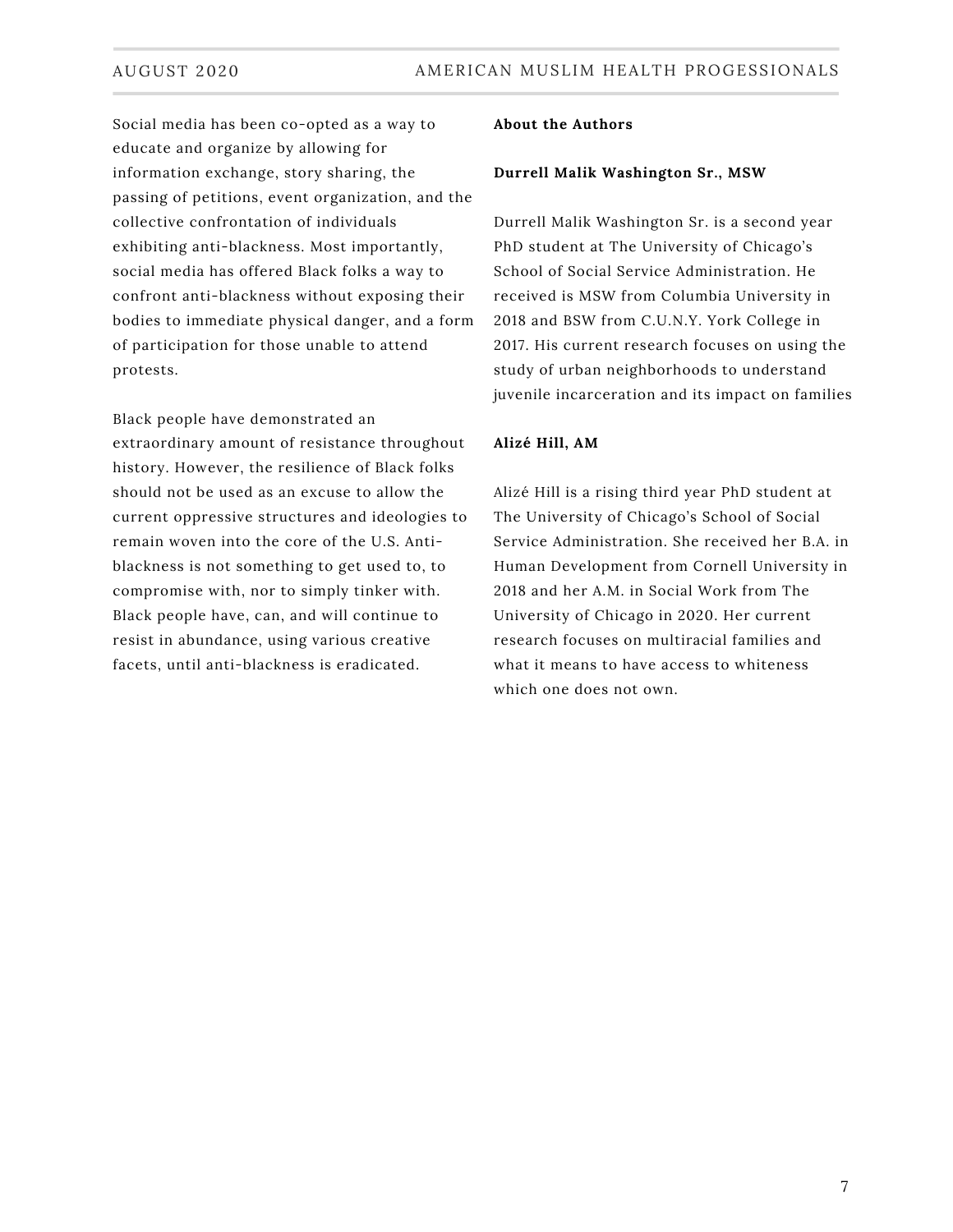Social media has been co-opted as a way to educate and organize by allowing for information exchange, story sharing, the passing of petitions, event organization, and the collective confrontation of individuals exhibiting anti-blackness. Most importantly, social media has offered Black folks a way to confront anti-blackness without exposing their bodies to immediate physical danger, and a form of participation for those unable to attend protests.

Black people have demonstrated an extraordinary amount of resistance throughout history. However, the resilience of Black folks should not be used as an excuse to allow the current oppressive structures and ideologies to remain woven into the core of the U.S. Anti-blackness is not something to get used to, to compromise with, nor to simply tinker with. Black people have, can, and will continue to resist in abundance, using various creative facets, until anti-blackness is eradicated.

**About the Authors**

**Durrell Malik Washington Sr., MSW**

Durrell Malik Washington Sr. is a second year PhD student at The University of Chicago's School of Social Service Administration. He received is MSW from Columbia University in 2018 and BSW from C.U.N.Y. York College in 2017. His current research focuses on using the study of urban neighborhoods to understand juvenile incarceration and its impact on families

**Alizé Hill, AM**

Alizé Hill is a rising third year PhD student at The University of Chicago's School of Social Service Administration. She received her B.A. in Human Development from Cornell University in 2018 and her A.M. in Social Work from The University of Chicago in 2020. Her current research focuses on multiracial families and what it means to have access to whiteness which one does not own.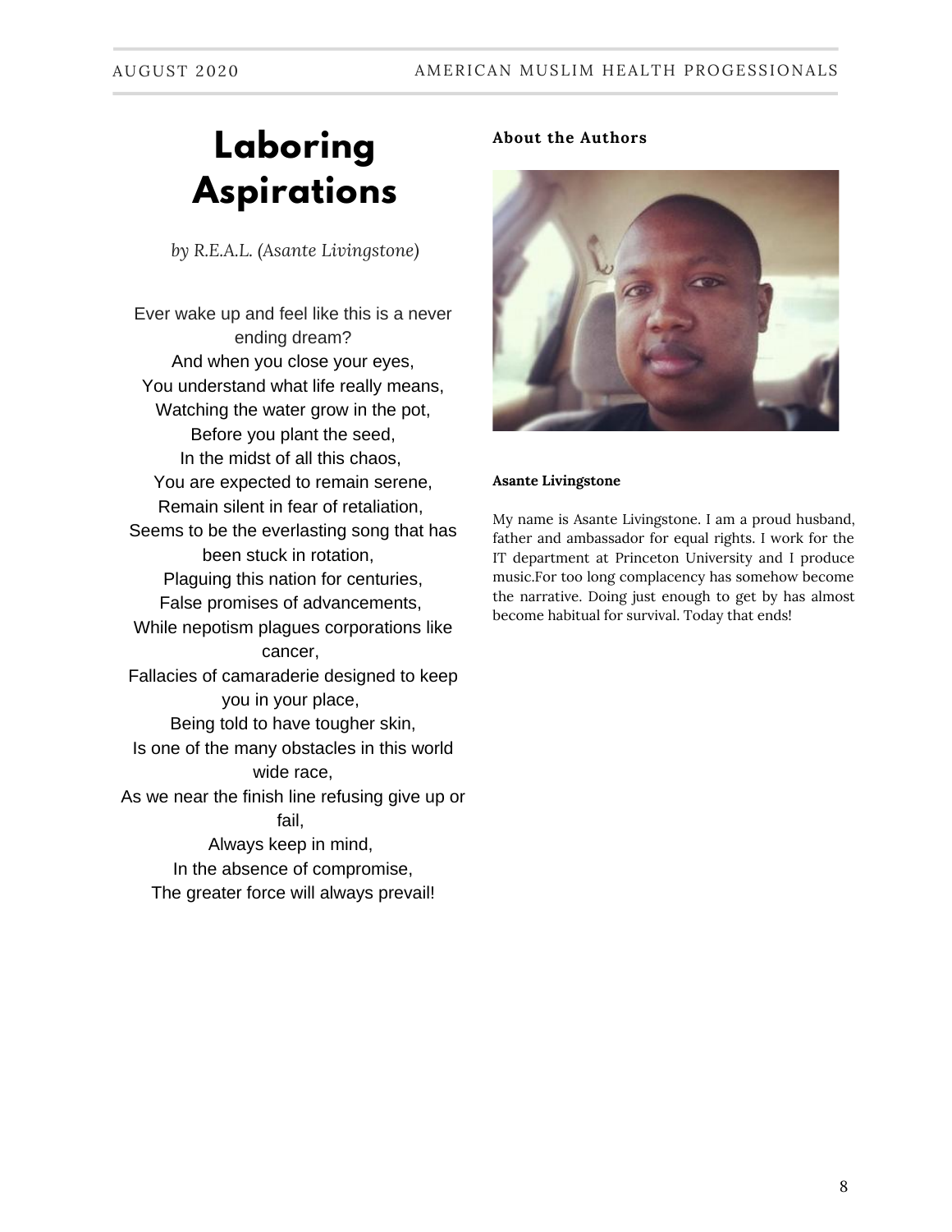# Laboring Aspirations

*by R.E.A.L. (Asante Livingstone)*

Ever wake up and feel like this is a never ending dream?
And when you close your eyes,
You understand what life really means,
Watching the water grow in the pot,
Before you plant the seed,
In the midst of all this chaos,
You are expected to remain serene,
Remain silent in fear of retaliation,
Seems to be the everlasting song that has been stuck in rotation,
Plaguing this nation for centuries,
False promises of advancements,
While nepotism plagues corporations like cancer,
Fallacies of camaraderie designed to keep you in your place,
Being told to have tougher skin,
Is one of the many obstacles in this world wide race,
As we near the finish line refusing give up or fail,
Always keep in mind,
In the absence of compromise,
The greater force will always prevail!

**About the Authors**

**Asante Livingstone**

My name is Asante Livingstone. I am a proud husband, father and ambassador for equal rights. I work for the IT department at Princeton University and I produce music.For too long complacency has somehow become the narrative. Doing just enough to get by has almost become habitual for survival. Today that ends!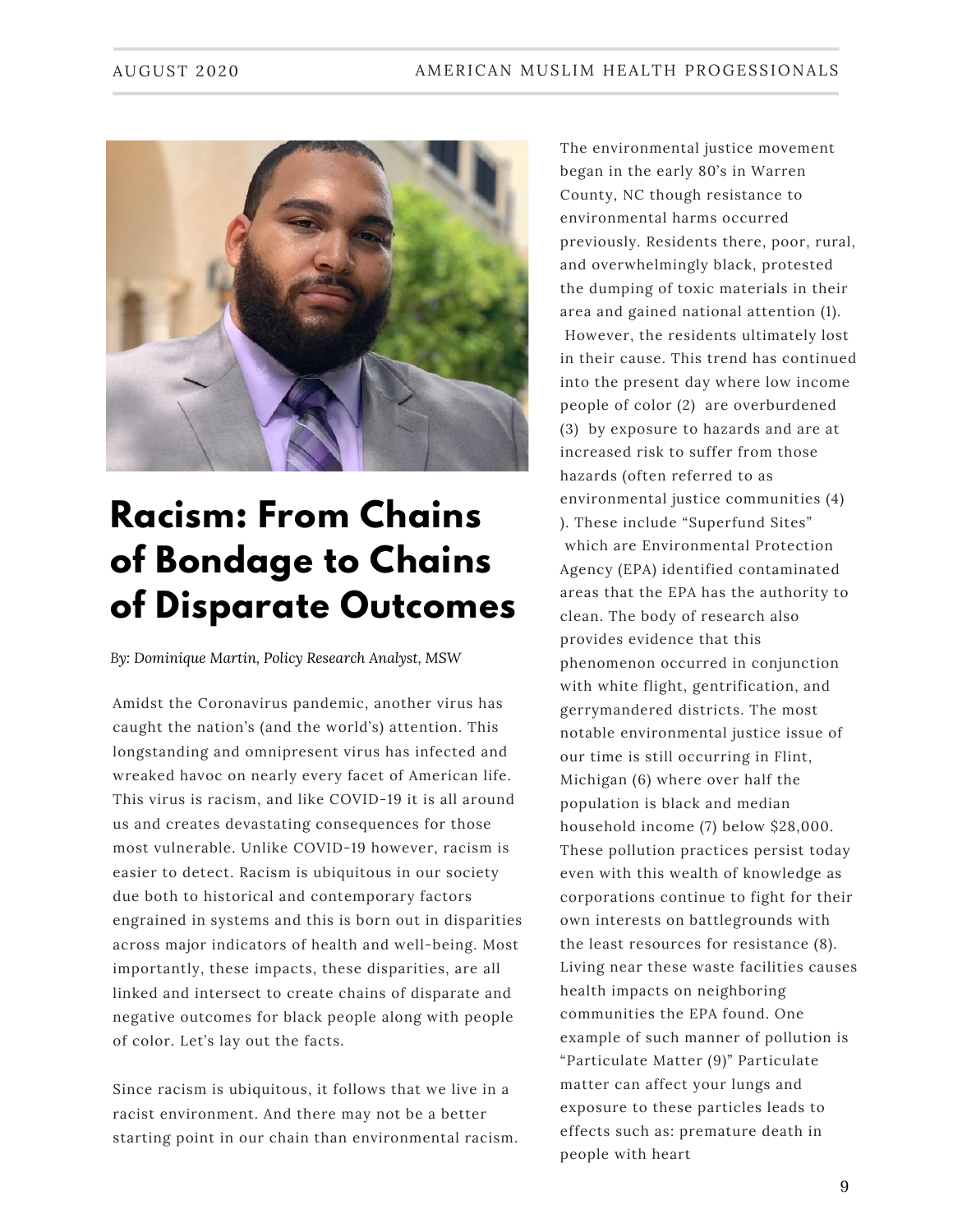# Racism: From Chains of Bondage to Chains of Disparate Outcomes

*By: Dominique Martin, Policy Research Analyst, MSW*

Amidst the Coronavirus pandemic, another virus has caught the nation's (and the world's) attention. This longstanding and omnipresent virus has infected and wreaked havoc on nearly every facet of American life. This virus is racism, and like COVID-19 it is all around us and creates devastating consequences for those most vulnerable. Unlike COVID-19 however, racism is easier to detect. Racism is ubiquitous in our society due both to historical and contemporary factors engrained in systems and this is born out in disparities across major indicators of health and well-being. Most importantly, these impacts, these disparities, are all linked and intersect to create chains of disparate and negative outcomes for black people along with people of color. Let's lay out the facts.

Since racism is ubiquitous, it follows that we live in a racist environment. And there may not be a better starting point in our chain than environmental racism. The environmental justice movement began in the early 80's in Warren County, NC though resistance to environmental harms occurred previously. Residents there, poor, rural, and overwhelmingly black, protested the dumping of toxic materials in their area and gained national attention (1). However, the residents ultimately lost in their cause. This trend has continued into the present day where low income people of color (2) are overburdened (3) by exposure to hazards and are at increased risk to suffer from those hazards (often referred to as environmental justice communities (4) ). These include "Superfund Sites" which are Environmental Protection Agency (EPA) identified contaminated areas that the EPA has the authority to clean. The body of research also provides evidence that this phenomenon occurred in conjunction with white flight, gentrification, and gerrymandered districts. The most notable environmental justice issue of our time is still occurring in Flint, Michigan (6) where over half the population is black and median household income (7) below $28,000. These pollution practices persist today even with this wealth of knowledge as corporations continue to fight for their own interests on battlegrounds with the least resources for resistance (8). Living near these waste facilities causes health impacts on neighboring communities the EPA found. One example of such manner of pollution is "Particulate Matter (9)" Particulate matter can affect your lungs and exposure to these particles leads to effects such as: premature death in people with heart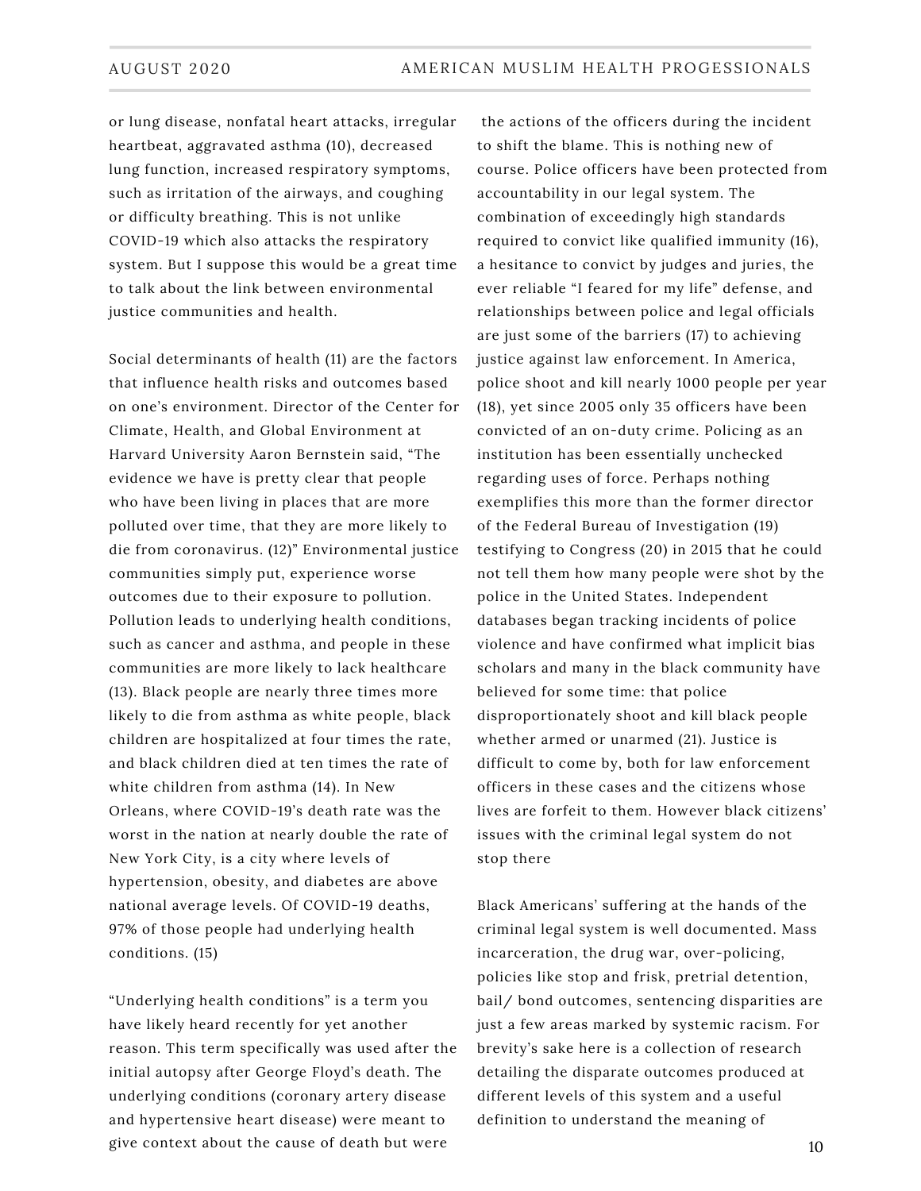or lung disease, nonfatal heart attacks, irregular heartbeat, aggravated asthma (10), decreased lung function, increased respiratory symptoms, such as irritation of the airways, and coughing or difficulty breathing. This is not unlike COVID-19 which also attacks the respiratory system. But I suppose this would be a great time to talk about the link between environmental justice communities and health.

Social determinants of health (11) are the factors that influence health risks and outcomes based on one's environment. Director of the Center for Climate, Health, and Global Environment at Harvard University Aaron Bernstein said, "The evidence we have is pretty clear that people who have been living in places that are more polluted over time, that they are more likely to die from coronavirus. (12)" Environmental justice communities simply put, experience worse outcomes due to their exposure to pollution. Pollution leads to underlying health conditions, such as cancer and asthma, and people in these communities are more likely to lack healthcare (13). Black people are nearly three times more likely to die from asthma as white people, black children are hospitalized at four times the rate, and black children died at ten times the rate of white children from asthma (14). In New Orleans, where COVID-19's death rate was the worst in the nation at nearly double the rate of New York City, is a city where levels of hypertension, obesity, and diabetes are above national average levels. Of COVID-19 deaths, 97% of those people had underlying health conditions. (15)

"Underlying health conditions" is a term you have likely heard recently for yet another reason. This term specifically was used after the initial autopsy after George Floyd's death. The underlying conditions (coronary artery disease and hypertensive heart disease) were meant to give context about the cause of death but were the actions of the officers during the incident to shift the blame. This is nothing new of course. Police officers have been protected from accountability in our legal system. The combination of exceedingly high standards required to convict like qualified immunity (16), a hesitance to convict by judges and juries, the ever reliable "I feared for my life" defense, and relationships between police and legal officials are just some of the barriers (17) to achieving justice against law enforcement. In America, police shoot and kill nearly 1000 people per year (18), yet since 2005 only 35 officers have been convicted of an on-duty crime. Policing as an institution has been essentially unchecked regarding uses of force. Perhaps nothing exemplifies this more than the former director of the Federal Bureau of Investigation (19) testifying to Congress (20) in 2015 that he could not tell them how many people were shot by the police in the United States. Independent databases began tracking incidents of police violence and have confirmed what implicit bias scholars and many in the black community have believed for some time: that police disproportionately shoot and kill black people whether armed or unarmed (21). Justice is difficult to come by, both for law enforcement officers in these cases and the citizens whose lives are forfeit to them. However black citizens' issues with the criminal legal system do not stop there

Black Americans' suffering at the hands of the criminal legal system is well documented. Mass incarceration, the drug war, over-policing, policies like stop and frisk, pretrial detention, bail/ bond outcomes, sentencing disparities are just a few areas marked by systemic racism. For brevity's sake here is a collection of research detailing the disparate outcomes produced at different levels of this system and a useful definition to understand the meaning of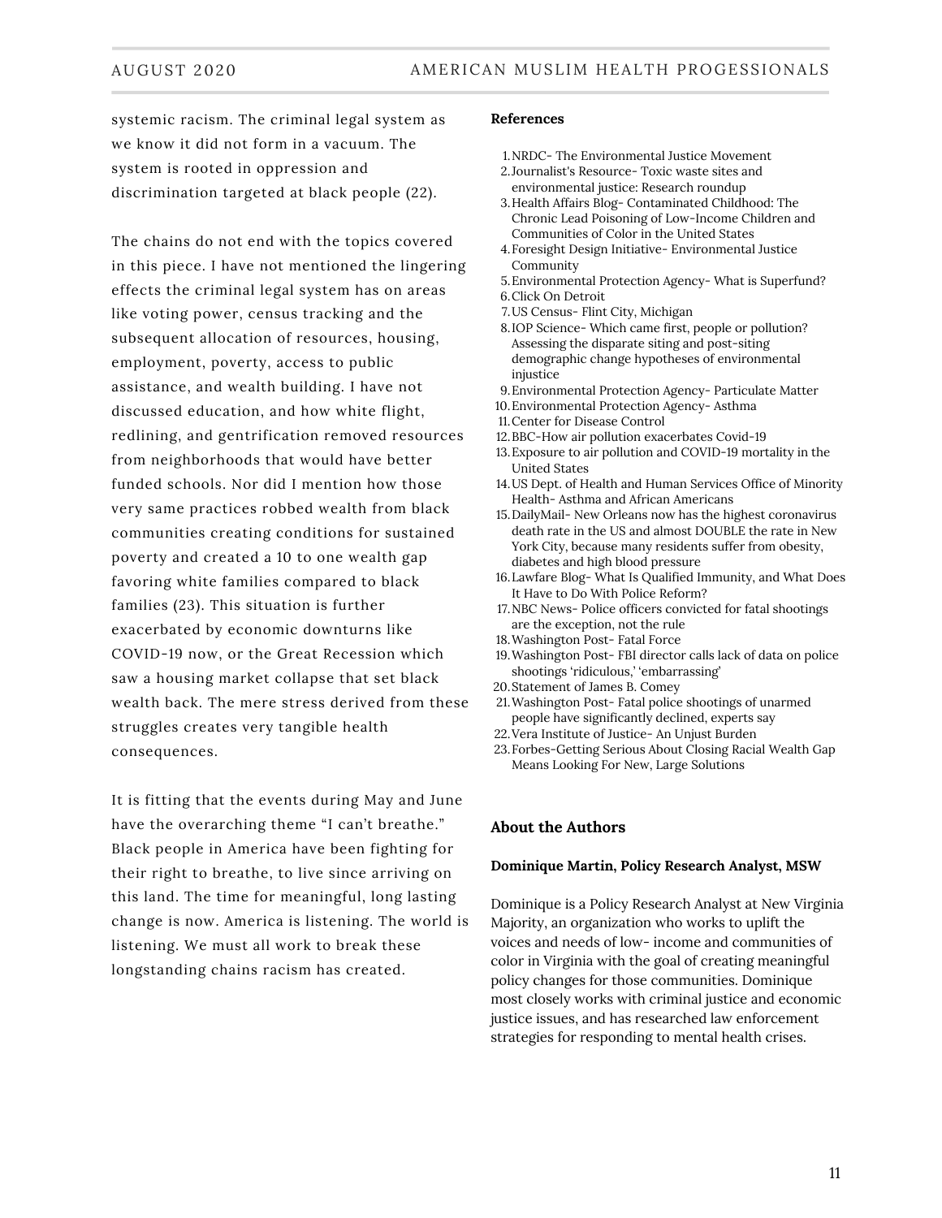systemic racism. The criminal legal system as we know it did not form in a vacuum. The system is rooted in oppression and discrimination targeted at black people (22).

The chains do not end with the topics covered in this piece. I have not mentioned the lingering effects the criminal legal system has on areas like voting power, census tracking and the subsequent allocation of resources, housing, employment, poverty, access to public assistance, and wealth building. I have not discussed education, and how white flight, redlining, and gentrification removed resources from neighborhoods that would have better funded schools. Nor did I mention how those very same practices robbed wealth from black communities creating conditions for sustained poverty and created a 10 to one wealth gap favoring white families compared to black families (23). This situation is further exacerbated by economic downturns like COVID-19 now, or the Great Recession which saw a housing market collapse that set black wealth back. The mere stress derived from these struggles creates very tangible health consequences.

It is fitting that the events during May and June have the overarching theme "I can't breathe." Black people in America have been fighting for their right to breathe, to live since arriving on this land. The time for meaningful, long lasting change is now. America is listening. The world is listening. We must all work to break these longstanding chains racism has created.

**References**

1. NRDC- The Environmental Justice Movement
2. Journalist's Resource- Toxic waste sites and environmental justice: Research roundup
3. Health Affairs Blog- Contaminated Childhood: The Chronic Lead Poisoning of Low-Income Children and Communities of Color in the United States
4. Foresight Design Initiative- Environmental Justice Community
5. Environmental Protection Agency- What is Superfund?
6. Click On Detroit
7. US Census- Flint City, Michigan
8. IOP Science- Which came first, people or pollution? Assessing the disparate siting and post-siting demographic change hypotheses of environmental injustice
9. Environmental Protection Agency- Particulate Matter
10. Environmental Protection Agency- Asthma
11. Center for Disease Control
12. BBC-How air pollution exacerbates Covid-19
13. Exposure to air pollution and COVID-19 mortality in the United States
14. US Dept. of Health and Human Services Office of Minority Health- Asthma and African Americans
15. DailyMail- New Orleans now has the highest coronavirus death rate in the US and almost DOUBLE the rate in New York City, because many residents suffer from obesity, diabetes and high blood pressure
16. Lawfare Blog- What Is Qualified Immunity, and What Does It Have to Do With Police Reform?
17. NBC News- Police officers convicted for fatal shootings are the exception, not the rule
18. Washington Post- Fatal Force
19. Washington Post- FBI director calls lack of data on police shootings 'ridiculous,' 'embarrassing'
20. Statement of James B. Comey
21. Washington Post- Fatal police shootings of unarmed people have significantly declined, experts say
22. Vera Institute of Justice- An Unjust Burden
23. Forbes-Getting Serious About Closing Racial Wealth Gap Means Looking For New, Large Solutions

## About the Authors

**Dominique Martin, Policy Research Analyst, MSW**

Dominique is a Policy Research Analyst at New Virginia Majority, an organization who works to uplift the voices and needs of low- income and communities of color in Virginia with the goal of creating meaningful policy changes for those communities. Dominique most closely works with criminal justice and economic justice issues, and has researched law enforcement strategies for responding to mental health crises.